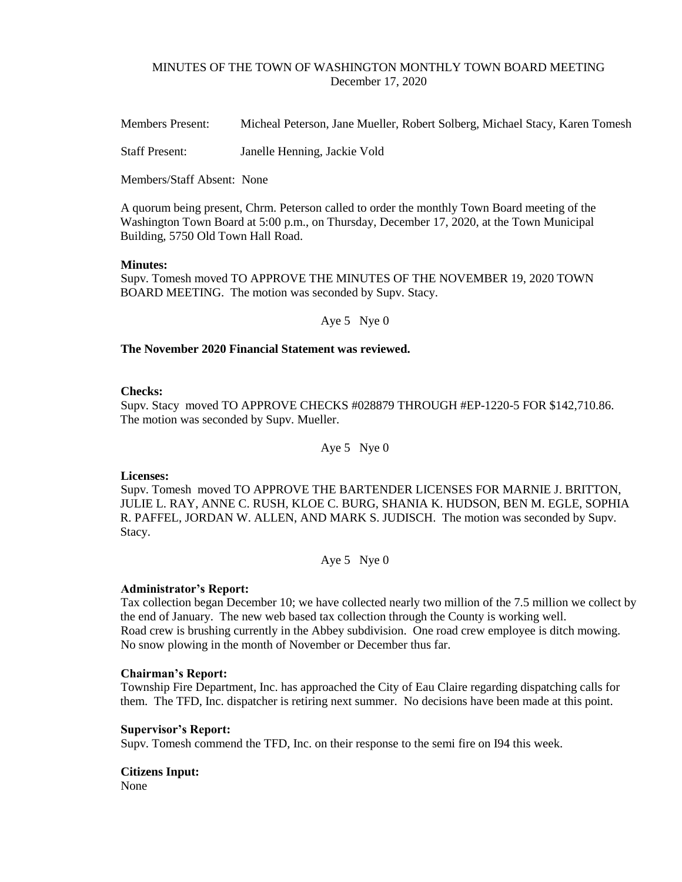# MINUTES OF THE TOWN OF WASHINGTON MONTHLY TOWN BOARD MEETING
December 17, 2020

Members Present: Micheal Peterson, Jane Mueller, Robert Solberg, Michael Stacy, Karen Tomesh

Staff Present: Janelle Henning, Jackie Vold

Members/Staff Absent: None

A quorum being present, Chrm. Peterson called to order the monthly Town Board meeting of the Washington Town Board at 5:00 p.m., on Thursday, December 17, 2020, at the Town Municipal Building, 5750 Old Town Hall Road.

**Minutes:**
Supv. Tomesh moved TO APPROVE THE MINUTES OF THE NOVEMBER 19, 2020 TOWN BOARD MEETING. The motion was seconded by Supv. Stacy.

Aye 5 Nye 0

**The November 2020 Financial Statement was reviewed.**

**Checks:**
Supv. Stacy moved TO APPROVE CHECKS #028879 THROUGH #EP-1220-5 FOR $142,710.86. The motion was seconded by Supv. Mueller.

Aye 5 Nye 0

**Licenses:**
Supv. Tomesh moved TO APPROVE THE BARTENDER LICENSES FOR MARNIE J. BRITTON, JULIE L. RAY, ANNE C. RUSH, KLOE C. BURG, SHANIA K. HUDSON, BEN M. EGLE, SOPHIA R. PAFFEL, JORDAN W. ALLEN, AND MARK S. JUDISCH. The motion was seconded by Supv. Stacy.

Aye 5 Nye 0

**Administrator's Report:**
Tax collection began December 10; we have collected nearly two million of the 7.5 million we collect by the end of January. The new web based tax collection through the County is working well.
Road crew is brushing currently in the Abbey subdivision. One road crew employee is ditch mowing. No snow plowing in the month of November or December thus far.

**Chairman's Report:**
Township Fire Department, Inc. has approached the City of Eau Claire regarding dispatching calls for them. The TFD, Inc. dispatcher is retiring next summer. No decisions have been made at this point.

**Supervisor's Report:**
Supv. Tomesh commend the TFD, Inc. on their response to the semi fire on I94 this week.

**Citizens Input:**
None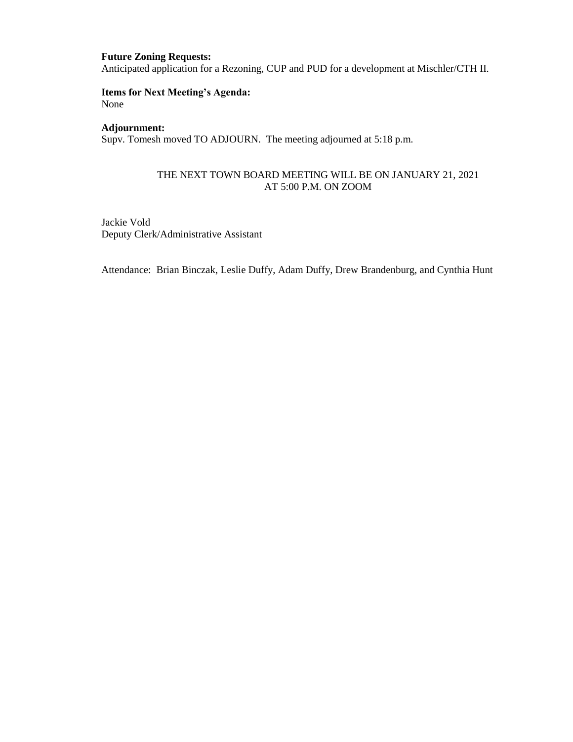**Future Zoning Requests:**
Anticipated application for a Rezoning, CUP and PUD for a development at Mischler/CTH II.

**Items for Next Meeting's Agenda:**
None

**Adjournment:**
Supv. Tomesh moved TO ADJOURN. The meeting adjourned at 5:18 p.m.

THE NEXT TOWN BOARD MEETING WILL BE ON JANUARY 21, 2021
AT 5:00 P.M. ON ZOOM

Jackie Vold
Deputy Clerk/Administrative Assistant

Attendance: Brian Binczak, Leslie Duffy, Adam Duffy, Drew Brandenburg, and Cynthia Hunt